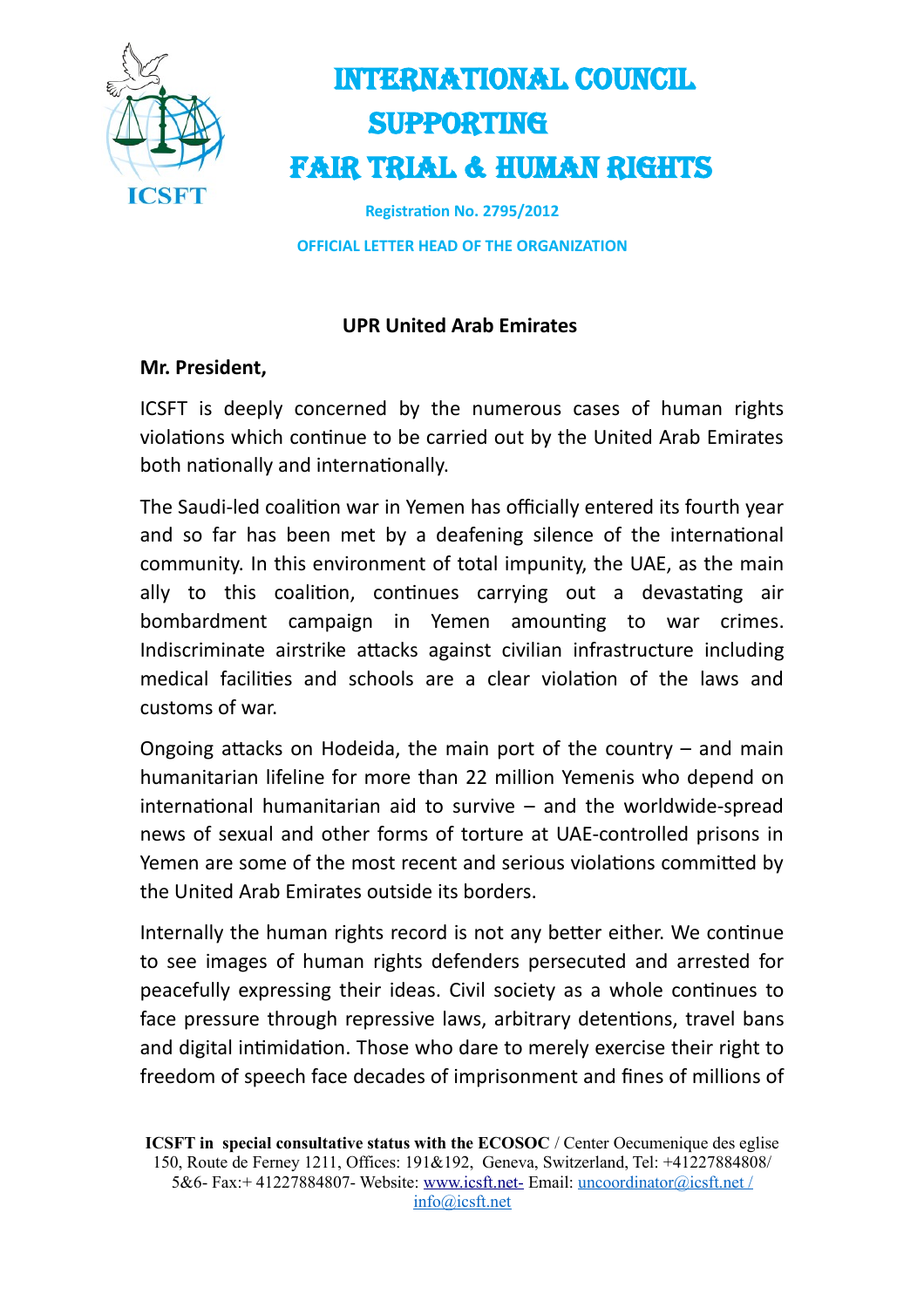# INTERNATIONAL COUNCIL SUPPORTING FAIR TRIAL & HUMAN RIGHTS

ICSFT

**Registration No. 2795/2012**

**OFFICIAL LETTER HEAD OF THE ORGANIZATION**

## UPR United Arab Emirates

**Mr. President,**

ICSFT is deeply concerned by the numerous cases of human rights violations which continue to be carried out by the United Arab Emirates both nationally and internationally.

The Saudi-led coalition war in Yemen has officially entered its fourth year and so far has been met by a deafening silence of the international community. In this environment of total impunity, the UAE, as the main ally to this coalition, continues carrying out a devastating air bombardment campaign in Yemen amounting to war crimes. Indiscriminate airstrike attacks against civilian infrastructure including medical facilities and schools are a clear violation of the laws and customs of war.

Ongoing attacks on Hodeida, the main port of the country – and main humanitarian lifeline for more than 22 million Yemenis who depend on international humanitarian aid to survive – and the worldwide-spread news of sexual and other forms of torture at UAE-controlled prisons in Yemen are some of the most recent and serious violations committed by the United Arab Emirates outside its borders.

Internally the human rights record is not any better either. We continue to see images of human rights defenders persecuted and arrested for peacefully expressing their ideas. Civil society as a whole continues to face pressure through repressive laws, arbitrary detentions, travel bans and digital intimidation. Those who dare to merely exercise their right to freedom of speech face decades of imprisonment and fines of millions of

**ICSFT in special consultative status with the ECOSOC** / Center Oecumenique des eglise 150, Route de Ferney 1211, Offices: 191&192, Geneva, Switzerland, Tel: +41227884808/ 5&6- Fax:+ 41227884807- Website: www.icsft.net- Email: uncoordinator@icsft.net / info@icsft.net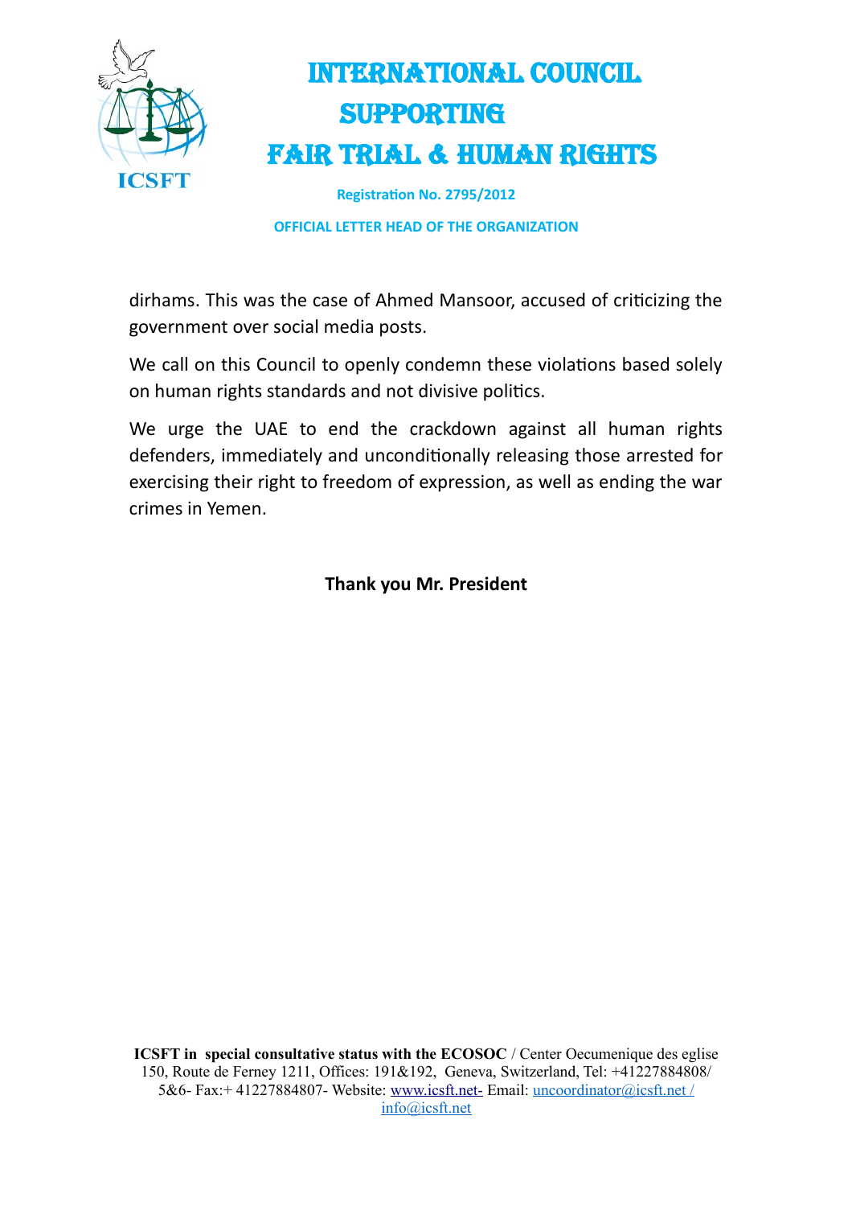dirhams. This was the case of Ahmed Mansoor, accused of criticizing the government over social media posts.

We call on this Council to openly condemn these violations based solely on human rights standards and not divisive politics.

We urge the UAE to end the crackdown against all human rights defenders, immediately and unconditionally releasing those arrested for exercising their right to freedom of expression, as well as ending the war crimes in Yemen.

**Thank you Mr. President**